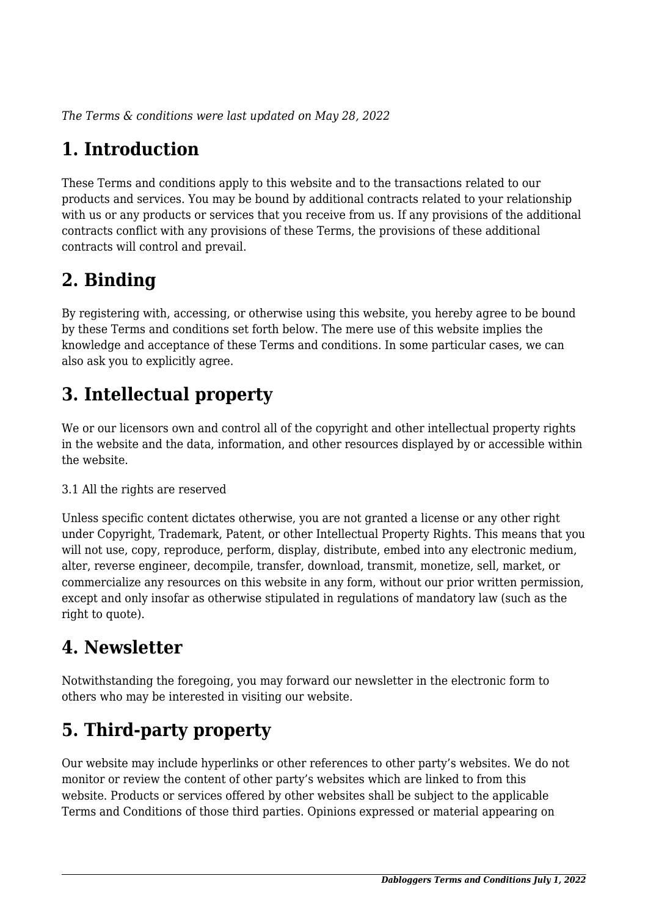*The Terms & conditions were last updated on May 28, 2022*

# 1. Introduction

These Terms and conditions apply to this website and to the transactions related to our products and services. You may be bound by additional contracts related to your relationship with us or any products or services that you receive from us. If any provisions of the additional contracts conflict with any provisions of these Terms, the provisions of these additional contracts will control and prevail.

# 2. Binding

By registering with, accessing, or otherwise using this website, you hereby agree to be bound by these Terms and conditions set forth below. The mere use of this website implies the knowledge and acceptance of these Terms and conditions. In some particular cases, we can also ask you to explicitly agree.

# 3. Intellectual property

We or our licensors own and control all of the copyright and other intellectual property rights in the website and the data, information, and other resources displayed by or accessible within the website.

3.1 All the rights are reserved

Unless specific content dictates otherwise, you are not granted a license or any other right under Copyright, Trademark, Patent, or other Intellectual Property Rights. This means that you will not use, copy, reproduce, perform, display, distribute, embed into any electronic medium, alter, reverse engineer, decompile, transfer, download, transmit, monetize, sell, market, or commercialize any resources on this website in any form, without our prior written permission, except and only insofar as otherwise stipulated in regulations of mandatory law (such as the right to quote).

# 4. Newsletter

Notwithstanding the foregoing, you may forward our newsletter in the electronic form to others who may be interested in visiting our website.

# 5. Third-party property

Our website may include hyperlinks or other references to other party's websites. We do not monitor or review the content of other party's websites which are linked to from this website. Products or services offered by other websites shall be subject to the applicable Terms and Conditions of those third parties. Opinions expressed or material appearing on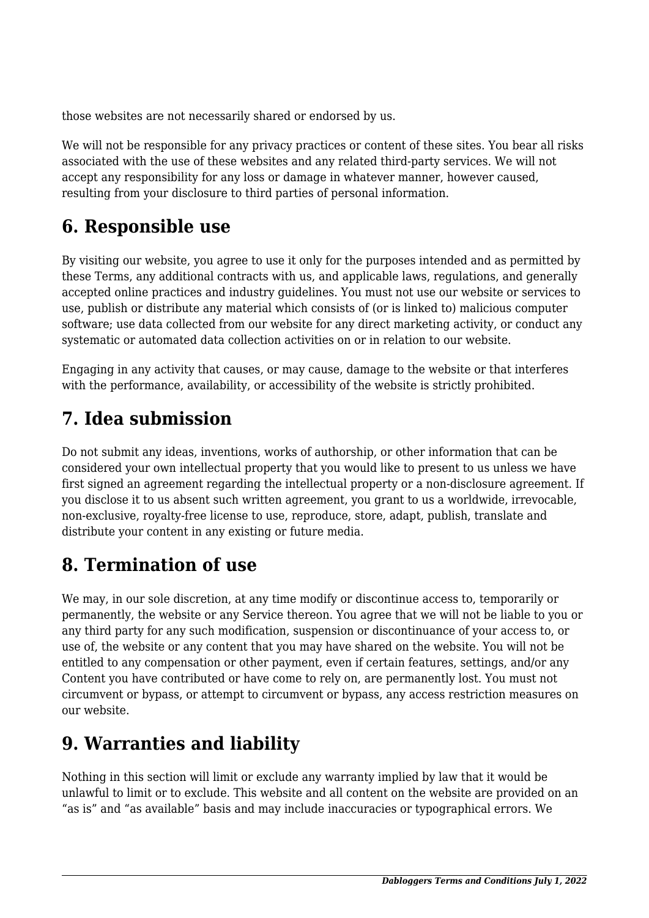those websites are not necessarily shared or endorsed by us.

We will not be responsible for any privacy practices or content of these sites. You bear all risks associated with the use of these websites and any related third-party services. We will not accept any responsibility for any loss or damage in whatever manner, however caused, resulting from your disclosure to third parties of personal information.

## 6. Responsible use

By visiting our website, you agree to use it only for the purposes intended and as permitted by these Terms, any additional contracts with us, and applicable laws, regulations, and generally accepted online practices and industry guidelines. You must not use our website or services to use, publish or distribute any material which consists of (or is linked to) malicious computer software; use data collected from our website for any direct marketing activity, or conduct any systematic or automated data collection activities on or in relation to our website.

Engaging in any activity that causes, or may cause, damage to the website or that interferes with the performance, availability, or accessibility of the website is strictly prohibited.

## 7. Idea submission

Do not submit any ideas, inventions, works of authorship, or other information that can be considered your own intellectual property that you would like to present to us unless we have first signed an agreement regarding the intellectual property or a non-disclosure agreement. If you disclose it to us absent such written agreement, you grant to us a worldwide, irrevocable, non-exclusive, royalty-free license to use, reproduce, store, adapt, publish, translate and distribute your content in any existing or future media.

## 8. Termination of use

We may, in our sole discretion, at any time modify or discontinue access to, temporarily or permanently, the website or any Service thereon. You agree that we will not be liable to you or any third party for any such modification, suspension or discontinuance of your access to, or use of, the website or any content that you may have shared on the website. You will not be entitled to any compensation or other payment, even if certain features, settings, and/or any Content you have contributed or have come to rely on, are permanently lost. You must not circumvent or bypass, or attempt to circumvent or bypass, any access restriction measures on our website.

## 9. Warranties and liability

Nothing in this section will limit or exclude any warranty implied by law that it would be unlawful to limit or to exclude. This website and all content on the website are provided on an "as is" and "as available" basis and may include inaccuracies or typographical errors. We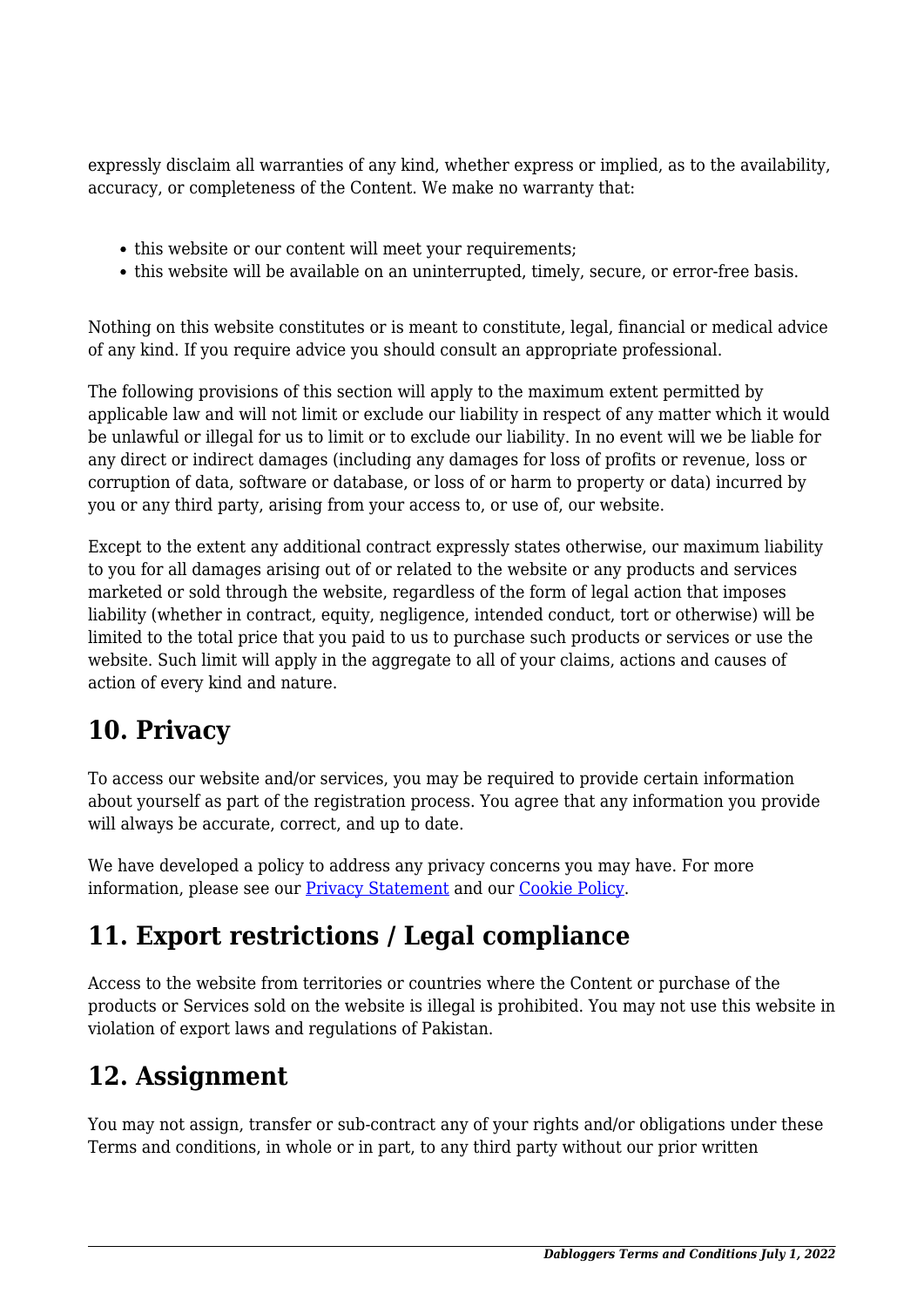expressly disclaim all warranties of any kind, whether express or implied, as to the availability, accuracy, or completeness of the Content. We make no warranty that:

- this website or our content will meet your requirements;
- this website will be available on an uninterrupted, timely, secure, or error-free basis.

Nothing on this website constitutes or is meant to constitute, legal, financial or medical advice of any kind. If you require advice you should consult an appropriate professional.

The following provisions of this section will apply to the maximum extent permitted by applicable law and will not limit or exclude our liability in respect of any matter which it would be unlawful or illegal for us to limit or to exclude our liability. In no event will we be liable for any direct or indirect damages (including any damages for loss of profits or revenue, loss or corruption of data, software or database, or loss of or harm to property or data) incurred by you or any third party, arising from your access to, or use of, our website.

Except to the extent any additional contract expressly states otherwise, our maximum liability to you for all damages arising out of or related to the website or any products and services marketed or sold through the website, regardless of the form of legal action that imposes liability (whether in contract, equity, negligence, intended conduct, tort or otherwise) will be limited to the total price that you paid to us to purchase such products or services or use the website. Such limit will apply in the aggregate to all of your claims, actions and causes of action of every kind and nature.

## 10. Privacy

To access our website and/or services, you may be required to provide certain information about yourself as part of the registration process. You agree that any information you provide will always be accurate, correct, and up to date.

We have developed a policy to address any privacy concerns you may have. For more information, please see our [Privacy Statement] and our [Cookie Policy].

## 11. Export restrictions / Legal compliance

Access to the website from territories or countries where the Content or purchase of the products or Services sold on the website is illegal is prohibited. You may not use this website in violation of export laws and regulations of Pakistan.

## 12. Assignment

You may not assign, transfer or sub-contract any of your rights and/or obligations under these Terms and conditions, in whole or in part, to any third party without our prior written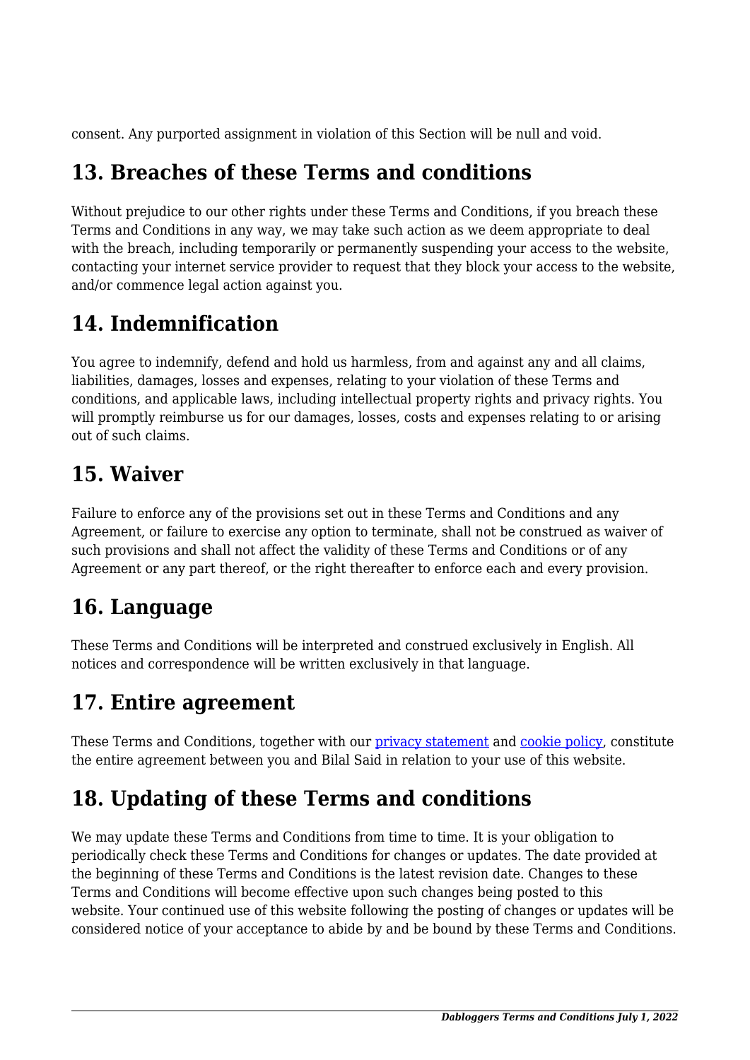consent. Any purported assignment in violation of this Section will be null and void.

## 13. Breaches of these Terms and conditions

Without prejudice to our other rights under these Terms and Conditions, if you breach these Terms and Conditions in any way, we may take such action as we deem appropriate to deal with the breach, including temporarily or permanently suspending your access to the website, contacting your internet service provider to request that they block your access to the website, and/or commence legal action against you.

## 14. Indemnification

You agree to indemnify, defend and hold us harmless, from and against any and all claims, liabilities, damages, losses and expenses, relating to your violation of these Terms and conditions, and applicable laws, including intellectual property rights and privacy rights. You will promptly reimburse us for our damages, losses, costs and expenses relating to or arising out of such claims.

## 15. Waiver

Failure to enforce any of the provisions set out in these Terms and Conditions and any Agreement, or failure to exercise any option to terminate, shall not be construed as waiver of such provisions and shall not affect the validity of these Terms and Conditions or of any Agreement or any part thereof, or the right thereafter to enforce each and every provision.

## 16. Language

These Terms and Conditions will be interpreted and construed exclusively in English. All notices and correspondence will be written exclusively in that language.

## 17. Entire agreement

These Terms and Conditions, together with our privacy statement and cookie policy, constitute the entire agreement between you and Bilal Said in relation to your use of this website.

## 18. Updating of these Terms and conditions

We may update these Terms and Conditions from time to time. It is your obligation to periodically check these Terms and Conditions for changes or updates. The date provided at the beginning of these Terms and Conditions is the latest revision date. Changes to these Terms and Conditions will become effective upon such changes being posted to this website. Your continued use of this website following the posting of changes or updates will be considered notice of your acceptance to abide by and be bound by these Terms and Conditions.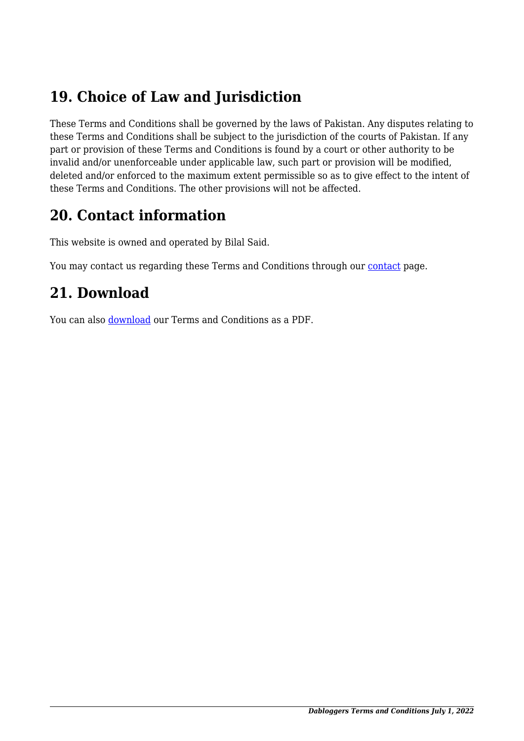## 19. Choice of Law and Jurisdiction

These Terms and Conditions shall be governed by the laws of Pakistan. Any disputes relating to these Terms and Conditions shall be subject to the jurisdiction of the courts of Pakistan. If any part or provision of these Terms and Conditions is found by a court or other authority to be invalid and/or unenforceable under applicable law, such part or provision will be modified, deleted and/or enforced to the maximum extent permissible so as to give effect to the intent of these Terms and Conditions. The other provisions will not be affected.

## 20. Contact information

This website is owned and operated by Bilal Said.

You may contact us regarding these Terms and Conditions through our contact page.

## 21. Download

You can also download our Terms and Conditions as a PDF.